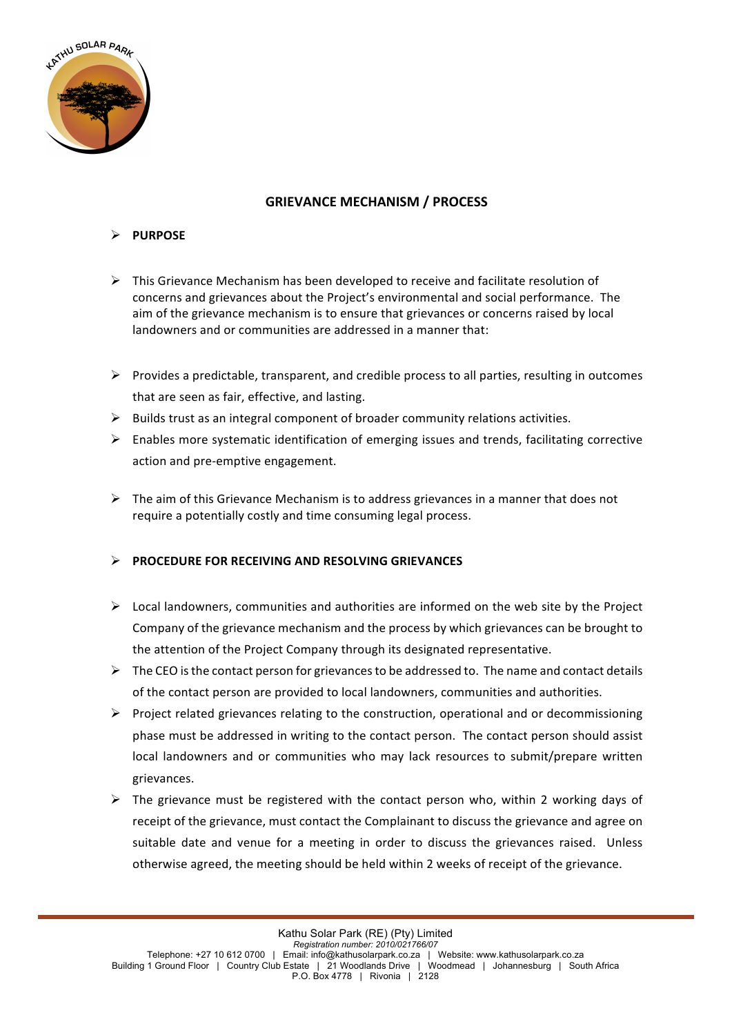# GRIEVANCE MECHANISM / PROCESS

## PURPOSE

- This Grievance Mechanism has been developed to receive and facilitate resolution of concerns and grievances about the Project's environmental and social performance. The aim of the grievance mechanism is to ensure that grievances or concerns raised by local landowners and or communities are addressed in a manner that:

- Provides a predictable, transparent, and credible process to all parties, resulting in outcomes that are seen as fair, effective, and lasting.
- Builds trust as an integral component of broader community relations activities.
- Enables more systematic identification of emerging issues and trends, facilitating corrective action and pre-emptive engagement.

- The aim of this Grievance Mechanism is to address grievances in a manner that does not require a potentially costly and time consuming legal process.

## PROCEDURE FOR RECEIVING AND RESOLVING GRIEVANCES

- Local landowners, communities and authorities are informed on the web site by the Project Company of the grievance mechanism and the process by which grievances can be brought to the attention of the Project Company through its designated representative.
- The CEO is the contact person for grievances to be addressed to. The name and contact details of the contact person are provided to local landowners, communities and authorities.
- Project related grievances relating to the construction, operational and or decommissioning phase must be addressed in writing to the contact person. The contact person should assist local landowners and or communities who may lack resources to submit/prepare written grievances.
- The grievance must be registered with the contact person who, within 2 working days of receipt of the grievance, must contact the Complainant to discuss the grievance and agree on suitable date and venue for a meeting in order to discuss the grievances raised. Unless otherwise agreed, the meeting should be held within 2 weeks of receipt of the grievance.

Kathu Solar Park (RE) (Pty) Limited
*Registration number: 2010/021766/07*
Telephone: +27 10 612 0700 | Email: info@kathusolarpark.co.za | Website: www.kathusolarpark.co.za
Building 1 Ground Floor | Country Club Estate | 21 Woodlands Drive | Woodmead | Johannesburg | South Africa
P.O. Box 4778 | Rivonia | 2128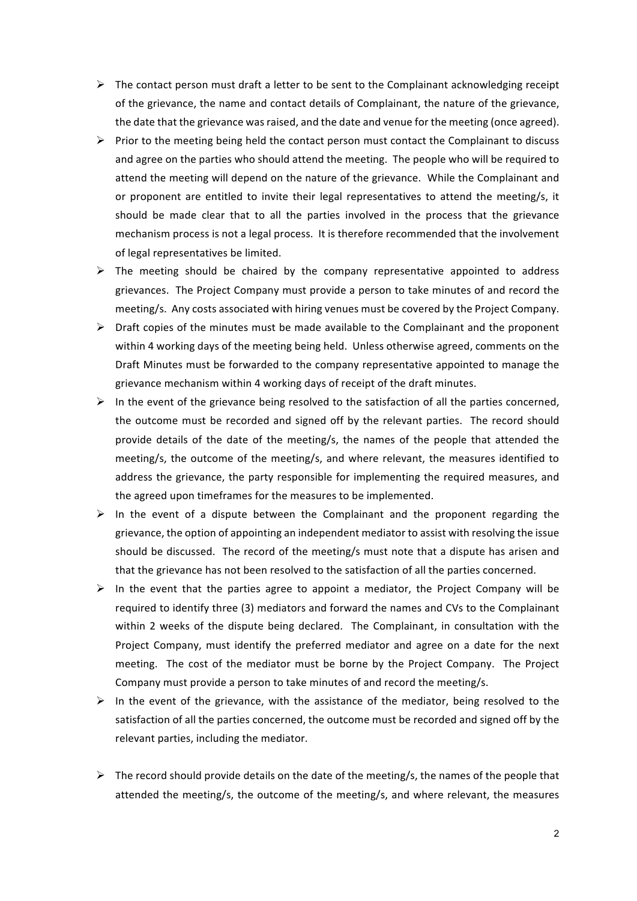- The contact person must draft a letter to be sent to the Complainant acknowledging receipt of the grievance, the name and contact details of Complainant, the nature of the grievance, the date that the grievance was raised, and the date and venue for the meeting (once agreed).
- Prior to the meeting being held the contact person must contact the Complainant to discuss and agree on the parties who should attend the meeting. The people who will be required to attend the meeting will depend on the nature of the grievance. While the Complainant and or proponent are entitled to invite their legal representatives to attend the meeting/s, it should be made clear that to all the parties involved in the process that the grievance mechanism process is not a legal process. It is therefore recommended that the involvement of legal representatives be limited.
- The meeting should be chaired by the company representative appointed to address grievances. The Project Company must provide a person to take minutes of and record the meeting/s. Any costs associated with hiring venues must be covered by the Project Company.
- Draft copies of the minutes must be made available to the Complainant and the proponent within 4 working days of the meeting being held. Unless otherwise agreed, comments on the Draft Minutes must be forwarded to the company representative appointed to manage the grievance mechanism within 4 working days of receipt of the draft minutes.
- In the event of the grievance being resolved to the satisfaction of all the parties concerned, the outcome must be recorded and signed off by the relevant parties. The record should provide details of the date of the meeting/s, the names of the people that attended the meeting/s, the outcome of the meeting/s, and where relevant, the measures identified to address the grievance, the party responsible for implementing the required measures, and the agreed upon timeframes for the measures to be implemented.
- In the event of a dispute between the Complainant and the proponent regarding the grievance, the option of appointing an independent mediator to assist with resolving the issue should be discussed. The record of the meeting/s must note that a dispute has arisen and that the grievance has not been resolved to the satisfaction of all the parties concerned.
- In the event that the parties agree to appoint a mediator, the Project Company will be required to identify three (3) mediators and forward the names and CVs to the Complainant within 2 weeks of the dispute being declared. The Complainant, in consultation with the Project Company, must identify the preferred mediator and agree on a date for the next meeting. The cost of the mediator must be borne by the Project Company. The Project Company must provide a person to take minutes of and record the meeting/s.
- In the event of the grievance, with the assistance of the mediator, being resolved to the satisfaction of all the parties concerned, the outcome must be recorded and signed off by the relevant parties, including the mediator.

- The record should provide details on the date of the meeting/s, the names of the people that attended the meeting/s, the outcome of the meeting/s, and where relevant, the measures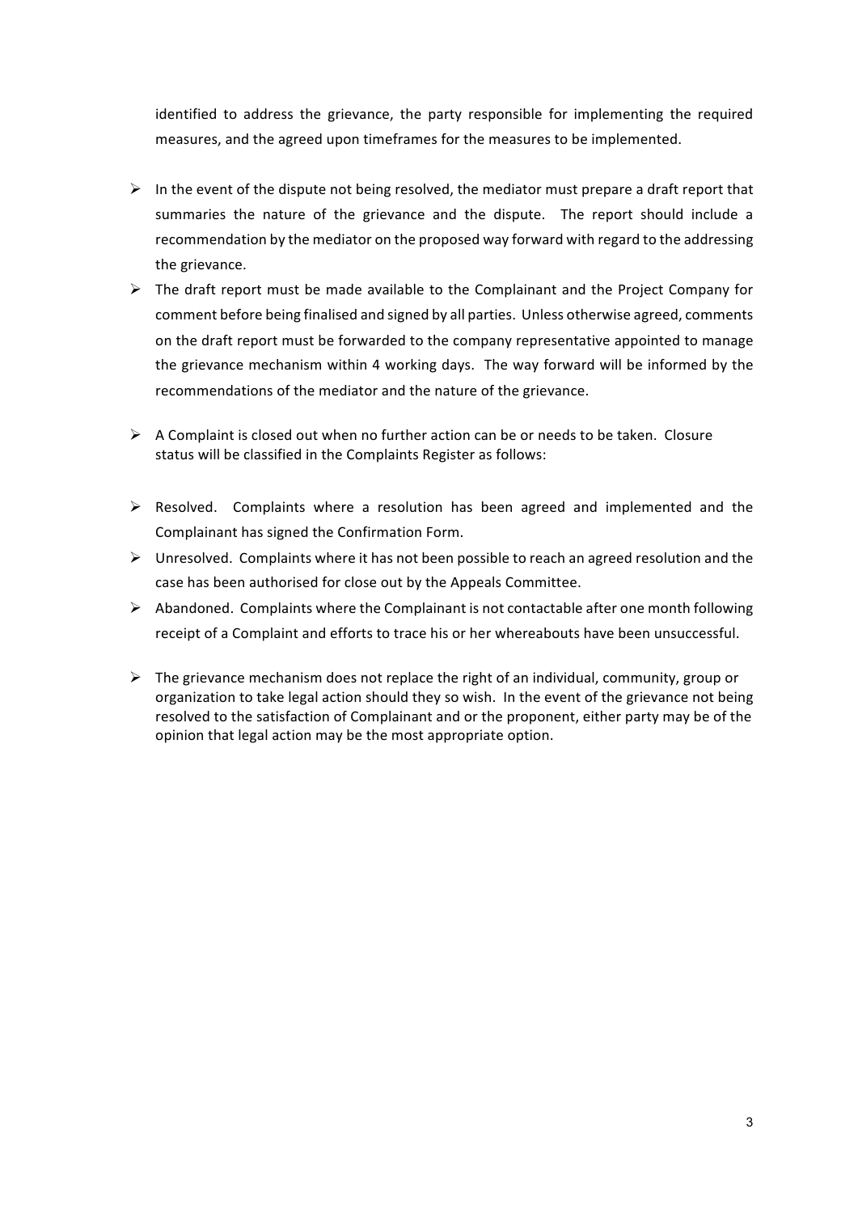identified to address the grievance, the party responsible for implementing the required measures, and the agreed upon timeframes for the measures to be implemented.

- In the event of the dispute not being resolved, the mediator must prepare a draft report that summaries the nature of the grievance and the dispute. The report should include a recommendation by the mediator on the proposed way forward with regard to the addressing the grievance.
- The draft report must be made available to the Complainant and the Project Company for comment before being finalised and signed by all parties. Unless otherwise agreed, comments on the draft report must be forwarded to the company representative appointed to manage the grievance mechanism within 4 working days. The way forward will be informed by the recommendations of the mediator and the nature of the grievance.

- A Complaint is closed out when no further action can be or needs to be taken. Closure status will be classified in the Complaints Register as follows:

- Resolved. Complaints where a resolution has been agreed and implemented and the Complainant has signed the Confirmation Form.
- Unresolved. Complaints where it has not been possible to reach an agreed resolution and the case has been authorised for close out by the Appeals Committee.
- Abandoned. Complaints where the Complainant is not contactable after one month following receipt of a Complaint and efforts to trace his or her whereabouts have been unsuccessful.

- The grievance mechanism does not replace the right of an individual, community, group or organization to take legal action should they so wish. In the event of the grievance not being resolved to the satisfaction of Complainant and or the proponent, either party may be of the opinion that legal action may be the most appropriate option.